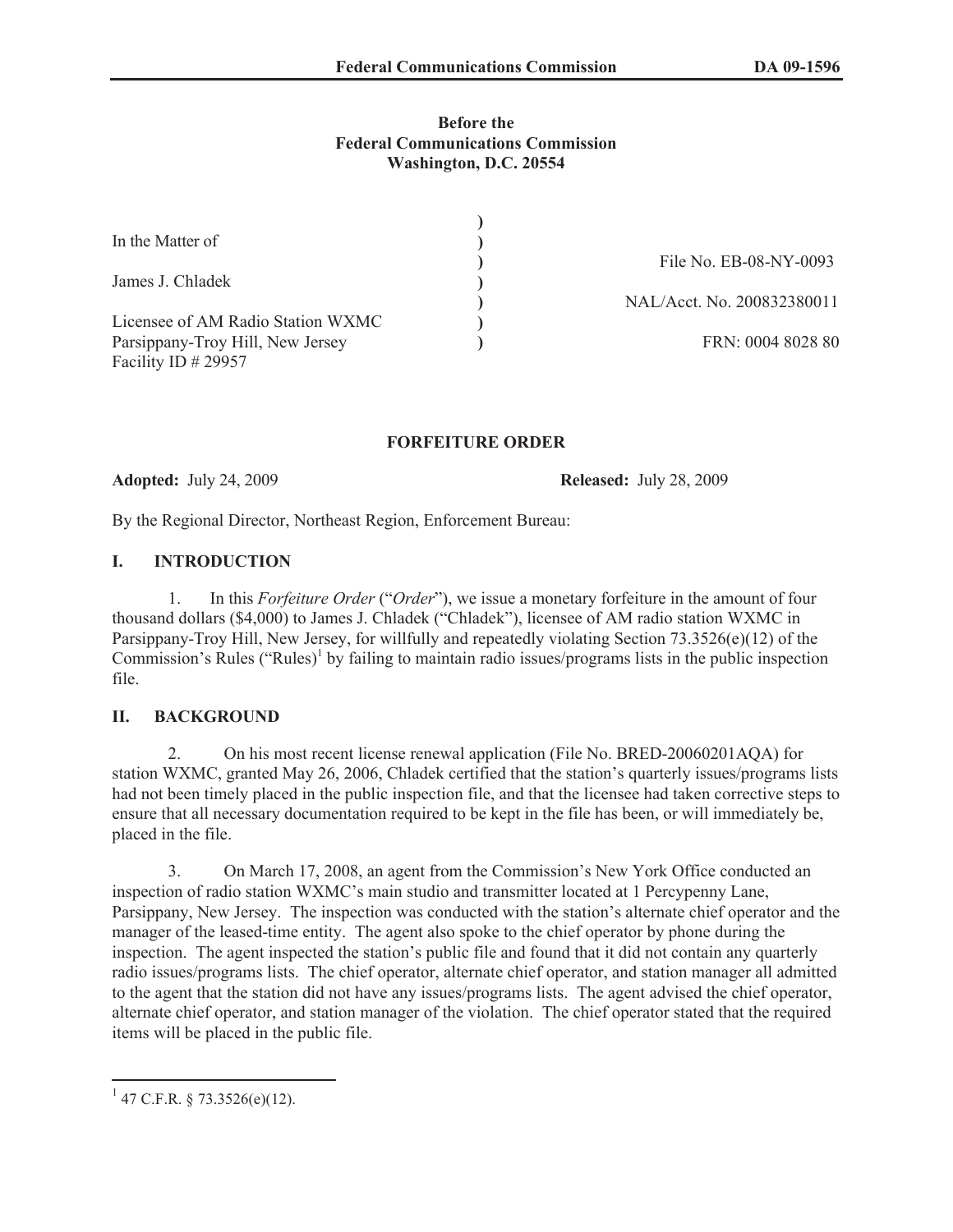**Before the**
**Federal Communications Commission**
**Washington, D.C. 20554**

| | | |
|---|---|---|
| In the Matter of | ) | |
| | ) | File No. EB-08-NY-0093 |
| James J. Chladek | ) | |
| | ) | NAL/Acct. No. 200832380011 |
| Licensee of AM Radio Station WXMC | ) | |
| Parsippany-Troy Hill, New Jersey | ) | FRN: 0004 8028 80 |
| Facility ID # 29957 | | |

**FORFEITURE ORDER**

**Adopted:** July 24, 2009 **Released:** July 28, 2009

By the Regional Director, Northeast Region, Enforcement Bureau:

## I. INTRODUCTION

1. In this *Forfeiture Order* ("*Order*"), we issue a monetary forfeiture in the amount of four thousand dollars ($4,000) to James J. Chladek ("Chladek"), licensee of AM radio station WXMC in Parsippany-Troy Hill, New Jersey, for willfully and repeatedly violating Section 73.3526(e)(12) of the Commission's Rules ("Rules")[1] by failing to maintain radio issues/programs lists in the public inspection file.

## II. BACKGROUND

2. On his most recent license renewal application (File No. BRED-20060201AQA) for station WXMC, granted May 26, 2006, Chladek certified that the station's quarterly issues/programs lists had not been timely placed in the public inspection file, and that the licensee had taken corrective steps to ensure that all necessary documentation required to be kept in the file has been, or will immediately be, placed in the file.

3. On March 17, 2008, an agent from the Commission's New York Office conducted an inspection of radio station WXMC's main studio and transmitter located at 1 Percypenny Lane, Parsippany, New Jersey. The inspection was conducted with the station's alternate chief operator and the manager of the leased-time entity. The agent also spoke to the chief operator by phone during the inspection. The agent inspected the station's public file and found that it did not contain any quarterly radio issues/programs lists. The chief operator, alternate chief operator, and station manager all admitted to the agent that the station did not have any issues/programs lists. The agent advised the chief operator, alternate chief operator, and station manager of the violation. The chief operator stated that the required items will be placed in the public file.

[1] 47 C.F.R. § 73.3526(e)(12).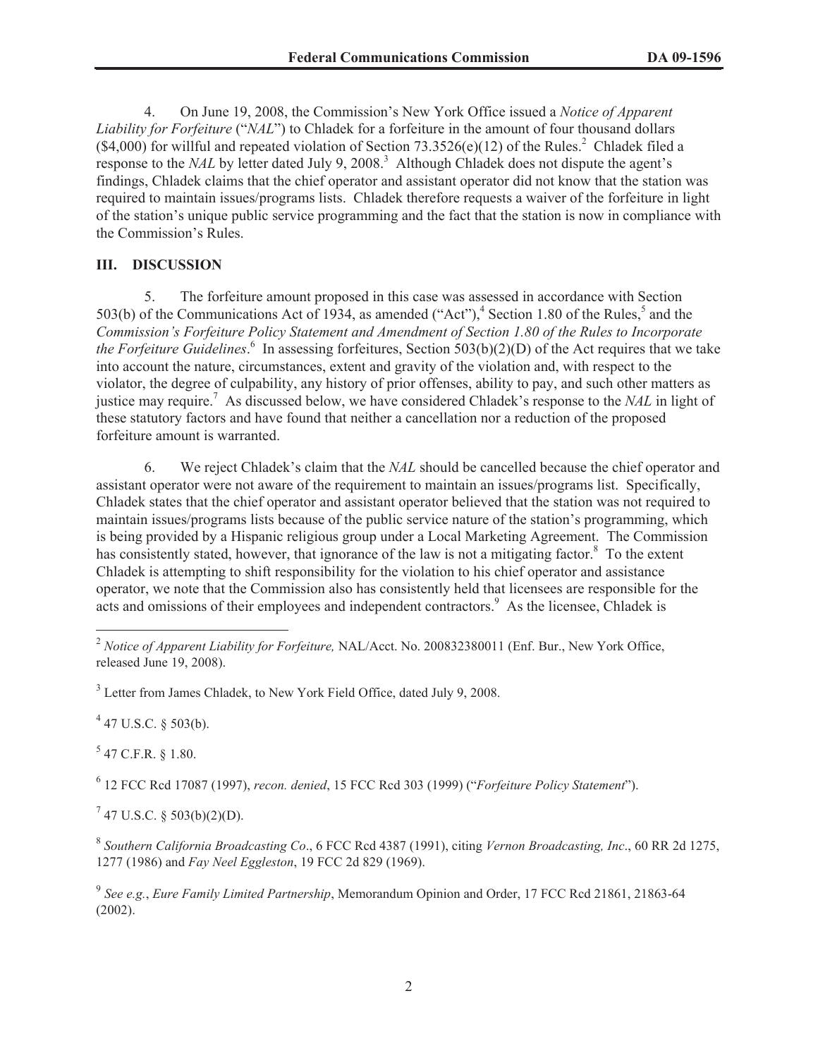4. On June 19, 2008, the Commission's New York Office issued a *Notice of Apparent Liability for Forfeiture* ("*NAL*") to Chladek for a forfeiture in the amount of four thousand dollars ($4,000) for willful and repeated violation of Section 73.3526(e)(12) of the Rules.[2] Chladek filed a response to the *NAL* by letter dated July 9, 2008.[3] Although Chladek does not dispute the agent's findings, Chladek claims that the chief operator and assistant operator did not know that the station was required to maintain issues/programs lists. Chladek therefore requests a waiver of the forfeiture in light of the station's unique public service programming and the fact that the station is now in compliance with the Commission's Rules.

## III. DISCUSSION

5. The forfeiture amount proposed in this case was assessed in accordance with Section 503(b) of the Communications Act of 1934, as amended ("Act"),[4] Section 1.80 of the Rules,[5] and the *Commission's Forfeiture Policy Statement and Amendment of Section 1.80 of the Rules to Incorporate the Forfeiture Guidelines*.[6] In assessing forfeitures, Section 503(b)(2)(D) of the Act requires that we take into account the nature, circumstances, extent and gravity of the violation and, with respect to the violator, the degree of culpability, any history of prior offenses, ability to pay, and such other matters as justice may require.[7] As discussed below, we have considered Chladek's response to the *NAL* in light of these statutory factors and have found that neither a cancellation nor a reduction of the proposed forfeiture amount is warranted.

6. We reject Chladek's claim that the *NAL* should be cancelled because the chief operator and assistant operator were not aware of the requirement to maintain an issues/programs list. Specifically, Chladek states that the chief operator and assistant operator believed that the station was not required to maintain issues/programs lists because of the public service nature of the station's programming, which is being provided by a Hispanic religious group under a Local Marketing Agreement. The Commission has consistently stated, however, that ignorance of the law is not a mitigating factor.[8] To the extent Chladek is attempting to shift responsibility for the violation to his chief operator and assistance operator, we note that the Commission also has consistently held that licensees are responsible for the acts and omissions of their employees and independent contractors.[9] As the licensee, Chladek is

---

[2] *Notice of Apparent Liability for Forfeiture,* NAL/Acct. No. 200832380011 (Enf. Bur., New York Office, released June 19, 2008).

[3] Letter from James Chladek, to New York Field Office, dated July 9, 2008.

[4] 47 U.S.C. § 503(b).

[5] 47 C.F.R. § 1.80.

[6] 12 FCC Rcd 17087 (1997), *recon. denied*, 15 FCC Rcd 303 (1999) ("*Forfeiture Policy Statement*").

[7] 47 U.S.C. § 503(b)(2)(D).

[8] *Southern California Broadcasting Co*., 6 FCC Rcd 4387 (1991), citing *Vernon Broadcasting, Inc*., 60 RR 2d 1275, 1277 (1986) and *Fay Neel Eggleston*, 19 FCC 2d 829 (1969).

[9] *See e.g.*, *Eure Family Limited Partnership*, Memorandum Opinion and Order, 17 FCC Rcd 21861, 21863-64 (2002).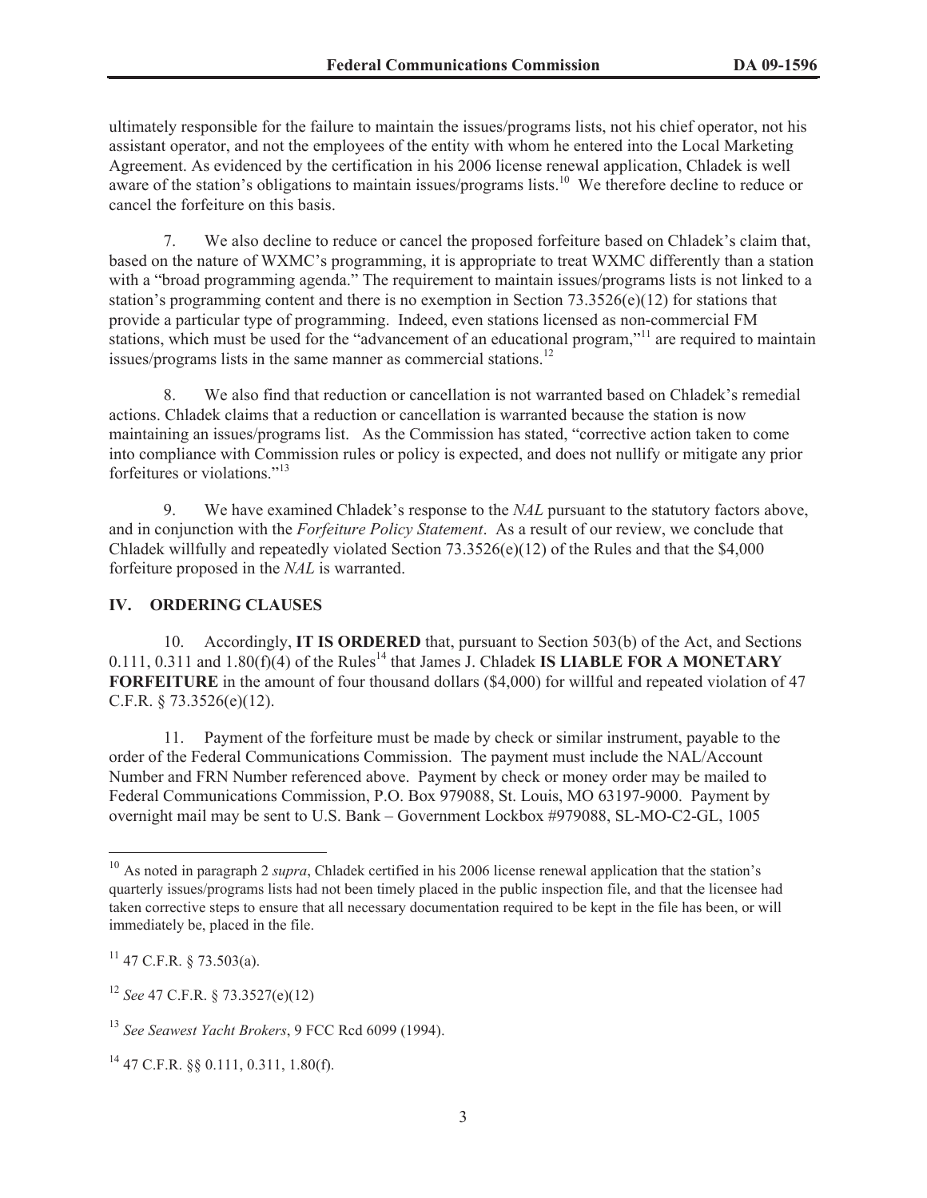ultimately responsible for the failure to maintain the issues/programs lists, not his chief operator, not his assistant operator, and not the employees of the entity with whom he entered into the Local Marketing Agreement. As evidenced by the certification in his 2006 license renewal application, Chladek is well aware of the station's obligations to maintain issues/programs lists.[10] We therefore decline to reduce or cancel the forfeiture on this basis.

7. We also decline to reduce or cancel the proposed forfeiture based on Chladek's claim that, based on the nature of WXMC's programming, it is appropriate to treat WXMC differently than a station with a "broad programming agenda." The requirement to maintain issues/programs lists is not linked to a station's programming content and there is no exemption in Section 73.3526(e)(12) for stations that provide a particular type of programming. Indeed, even stations licensed as non-commercial FM stations, which must be used for the "advancement of an educational program,"[11] are required to maintain issues/programs lists in the same manner as commercial stations.[12]

8. We also find that reduction or cancellation is not warranted based on Chladek's remedial actions. Chladek claims that a reduction or cancellation is warranted because the station is now maintaining an issues/programs list. As the Commission has stated, "corrective action taken to come into compliance with Commission rules or policy is expected, and does not nullify or mitigate any prior forfeitures or violations."[13]

9. We have examined Chladek's response to the *NAL* pursuant to the statutory factors above, and in conjunction with the *Forfeiture Policy Statement*. As a result of our review, we conclude that Chladek willfully and repeatedly violated Section 73.3526(e)(12) of the Rules and that the $4,000 forfeiture proposed in the *NAL* is warranted.

## IV. ORDERING CLAUSES

10. Accordingly, **IT IS ORDERED** that, pursuant to Section 503(b) of the Act, and Sections 0.111, 0.311 and 1.80(f)(4) of the Rules[14] that James J. Chladek **IS LIABLE FOR A MONETARY FORFEITURE** in the amount of four thousand dollars ($4,000) for willful and repeated violation of 47 C.F.R. § 73.3526(e)(12).

11. Payment of the forfeiture must be made by check or similar instrument, payable to the order of the Federal Communications Commission. The payment must include the NAL/Account Number and FRN Number referenced above. Payment by check or money order may be mailed to Federal Communications Commission, P.O. Box 979088, St. Louis, MO 63197-9000. Payment by overnight mail may be sent to U.S. Bank – Government Lockbox #979088, SL-MO-C2-GL, 1005

---

[10] As noted in paragraph 2 *supra*, Chladek certified in his 2006 license renewal application that the station's quarterly issues/programs lists had not been timely placed in the public inspection file, and that the licensee had taken corrective steps to ensure that all necessary documentation required to be kept in the file has been, or will immediately be, placed in the file.

[11] 47 C.F.R. § 73.503(a).

[12] *See* 47 C.F.R. § 73.3527(e)(12)

[13] *See Seawest Yacht Brokers*, 9 FCC Rcd 6099 (1994).

[14] 47 C.F.R. §§ 0.111, 0.311, 1.80(f).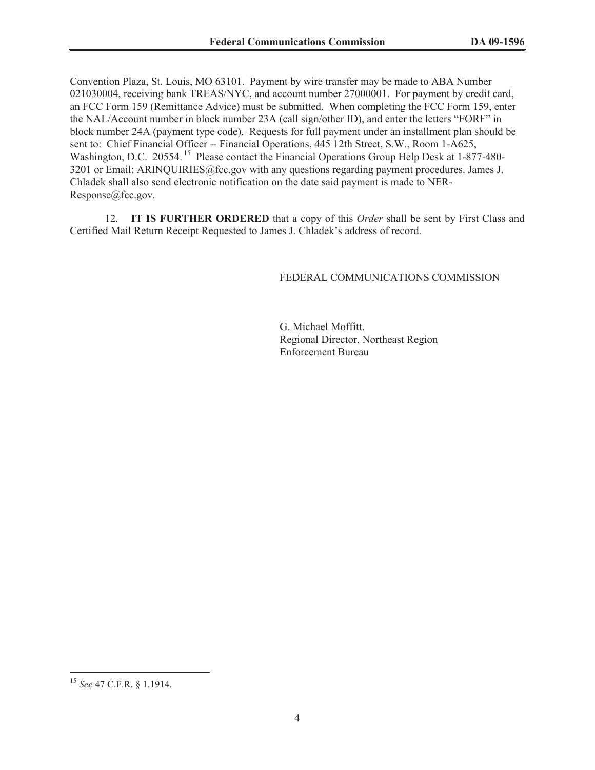Convention Plaza, St. Louis, MO 63101. Payment by wire transfer may be made to ABA Number 021030004, receiving bank TREAS/NYC, and account number 27000001. For payment by credit card, an FCC Form 159 (Remittance Advice) must be submitted. When completing the FCC Form 159, enter the NAL/Account number in block number 23A (call sign/other ID), and enter the letters "FORF" in block number 24A (payment type code). Requests for full payment under an installment plan should be sent to: Chief Financial Officer -- Financial Operations, 445 12th Street, S.W., Room 1-A625, Washington, D.C. 20554.[15] Please contact the Financial Operations Group Help Desk at 1-877-480-3201 or Email: ARINQUIRIES@fcc.gov with any questions regarding payment procedures. James J. Chladek shall also send electronic notification on the date said payment is made to NER-Response@fcc.gov.

12. **IT IS FURTHER ORDERED** that a copy of this *Order* shall be sent by First Class and Certified Mail Return Receipt Requested to James J. Chladek's address of record.

FEDERAL COMMUNICATIONS COMMISSION

G. Michael Moffitt.
Regional Director, Northeast Region
Enforcement Bureau

---

[15] *See* 47 C.F.R. § 1.1914.